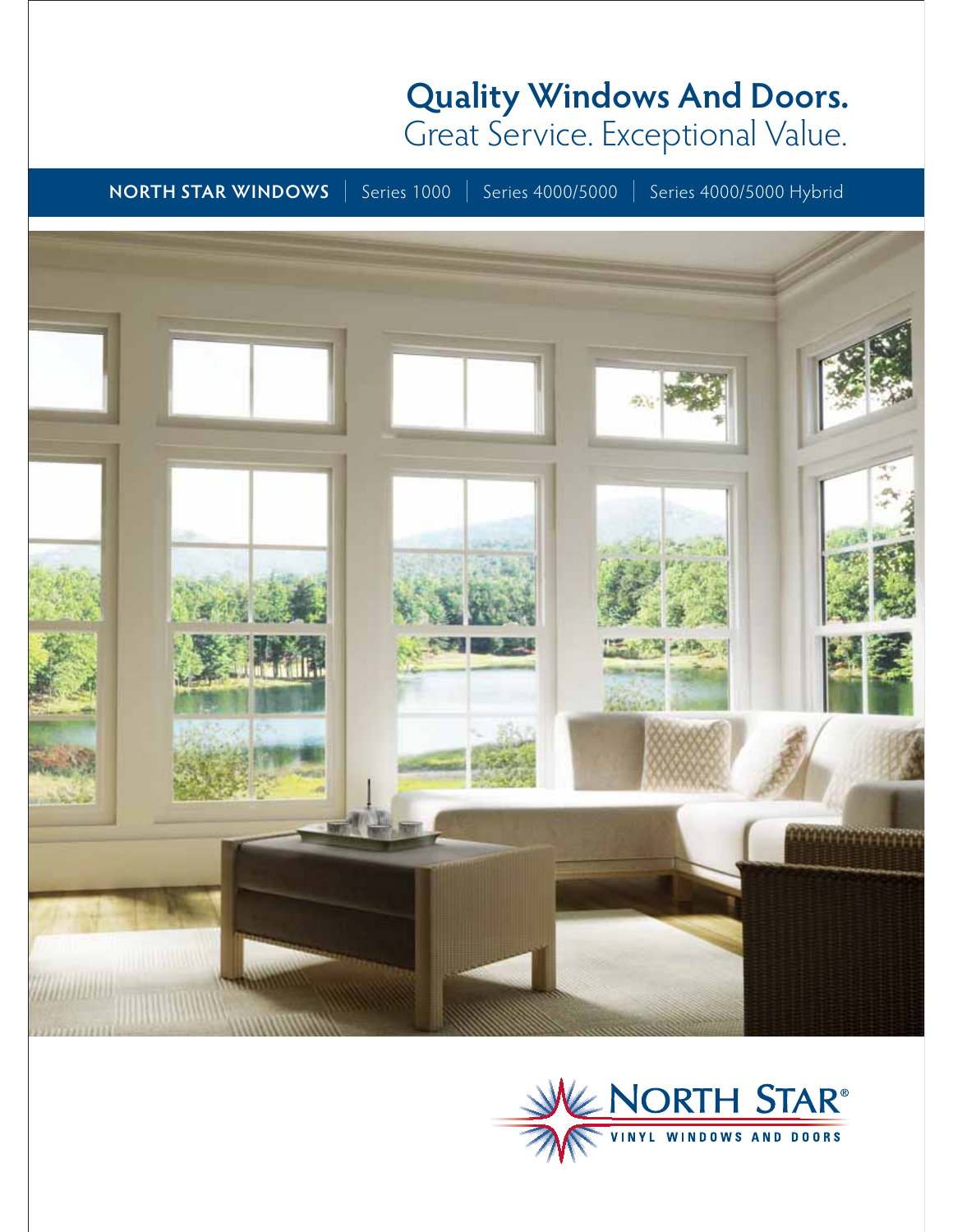# **Quality Windows And Doors.**
## Great Service. Exceptional Value.

**NORTH STAR WINDOWS** | Series 1000 | Series 4000/5000 | Series 4000/5000 Hybrid

NORTH STAR®
VINYL WINDOWS AND DOORS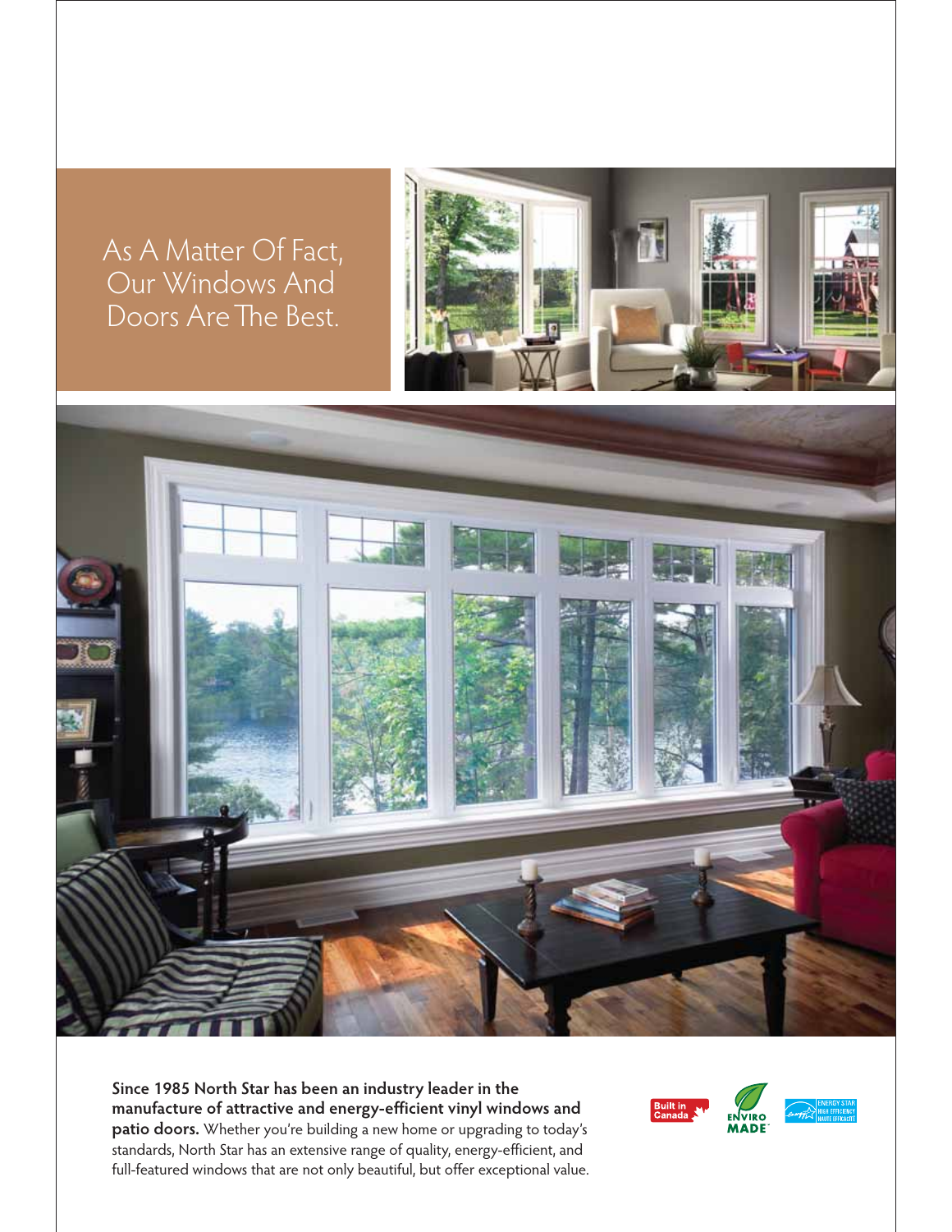# As A Matter Of Fact, Our Windows And Doors Are The Best.

**Since 1985 North Star has been an industry leader in the manufacture of attractive and energy-efficient vinyl windows and patio doors.** Whether you're building a new home or upgrading to today's standards, North Star has an extensive range of quality, energy-efficient, and full-featured windows that are not only beautiful, but offer exceptional value.

Built in Canada

ENVIRO MADE

ENERGY STAR HIGH EFFICIENCY HAUTE EFFICACITÉ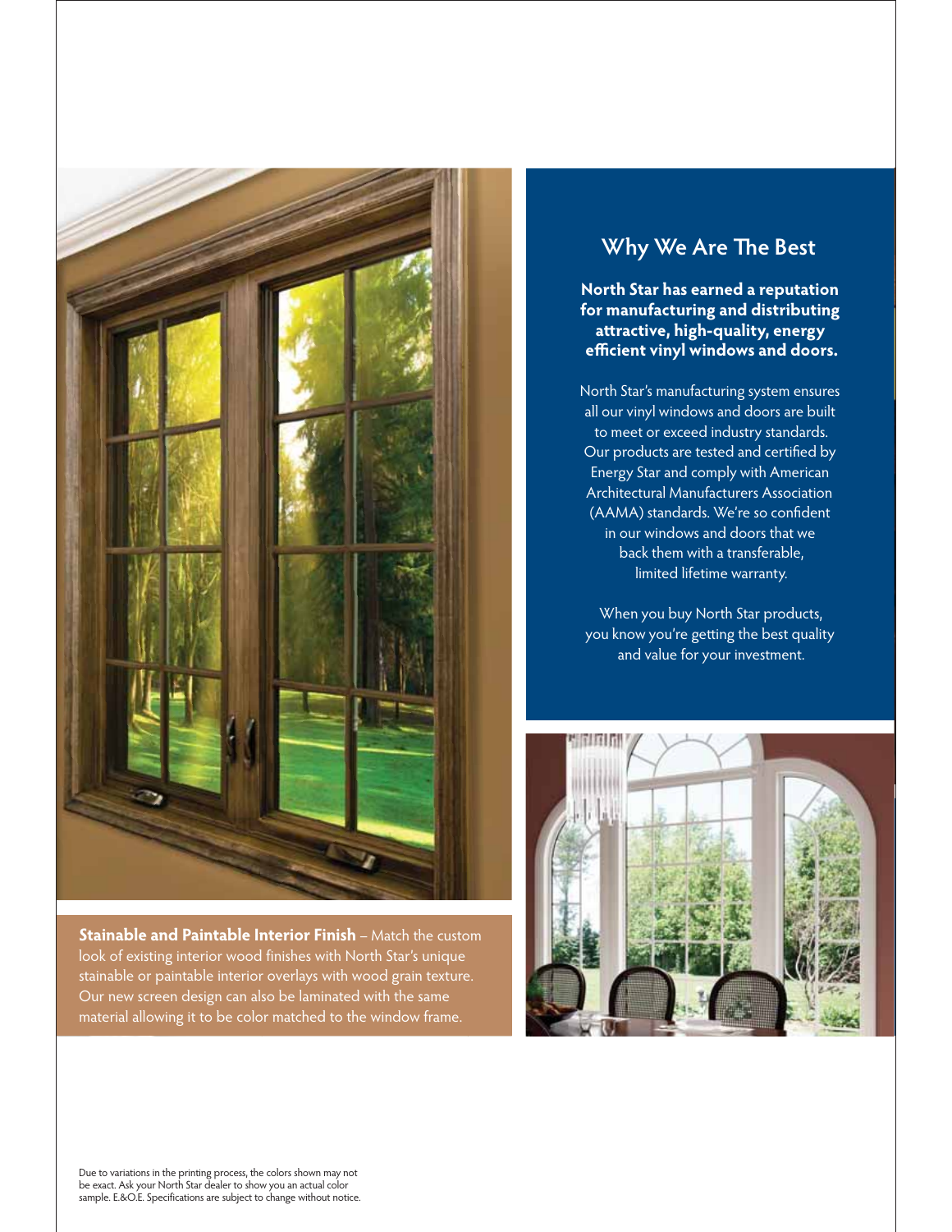## Why We Are The Best

**North Star has earned a reputation for manufacturing and distributing attractive, high-quality, energy efficient vinyl windows and doors.**

North Star's manufacturing system ensures all our vinyl windows and doors are built to meet or exceed industry standards. Our products are tested and certified by Energy Star and comply with American Architectural Manufacturers Association (AAMA) standards. We're so confident in our windows and doors that we back them with a transferable, limited lifetime warranty.

When you buy North Star products, you know you're getting the best quality and value for your investment.

**Stainable and Paintable Interior Finish** – Match the custom look of existing interior wood finishes with North Star's unique stainable or paintable interior overlays with wood grain texture. Our new screen design can also be laminated with the same material allowing it to be color matched to the window frame.

Due to variations in the printing process, the colors shown may not be exact. Ask your North Star dealer to show you an actual color sample. E.&O.E. Specifications are subject to change without notice.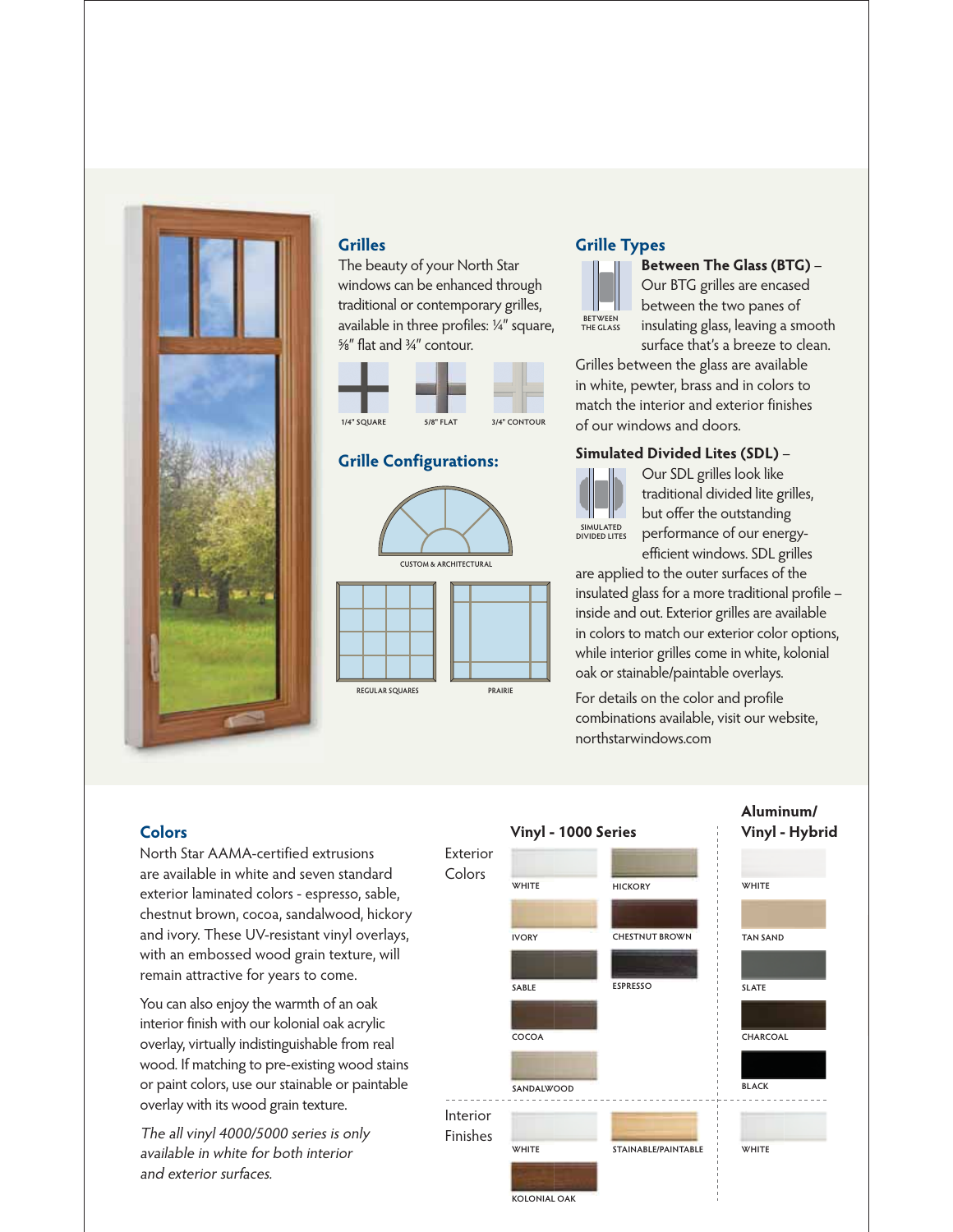## Grilles

The beauty of your North Star windows can be enhanced through traditional or contemporary grilles, available in three profiles: ¼″ square, ⅝″ flat and ¾″ contour.

1/4" SQUARE    5/8" FLAT    3/4" CONTOUR

## Grille Configurations:

CUSTOM & ARCHITECTURAL

REGULAR SQUARES    PRAIRIE

## Grille Types

BETWEEN THE GLASS

**Between The Glass (BTG)** – Our BTG grilles are encased between the two panes of insulating glass, leaving a smooth surface that's a breeze to clean. Grilles between the glass are available in white, pewter, brass and in colors to match the interior and exterior finishes of our windows and doors.

SIMULATED DIVIDED LITES

**Simulated Divided Lites (SDL)** – Our SDL grilles look like traditional divided lite grilles, but offer the outstanding performance of our energy-efficient windows. SDL grilles are applied to the outer surfaces of the insulated glass for a more traditional profile – inside and out. Exterior grilles are available in colors to match our exterior color options, while interior grilles come in white, kolonial oak or stainable/paintable overlays.

For details on the color and profile combinations available, visit our website, northstarwindows.com

## Colors

North Star AAMA-certified extrusions are available in white and seven standard exterior laminated colors - espresso, sable, chestnut brown, cocoa, sandalwood, hickory and ivory. These UV-resistant vinyl overlays, with an embossed wood grain texture, will remain attractive for years to come.

You can also enjoy the warmth of an oak interior finish with our kolonial oak acrylic overlay, virtually indistinguishable from real wood. If matching to pre-existing wood stains or paint colors, use our stainable or paintable overlay with its wood grain texture.

*The all vinyl 4000/5000 series is only available in white for both interior and exterior surfaces.*

| | Vinyl - 1000 Series | | Aluminum/ Vinyl - Hybrid |
|---|---|---|---|
| Exterior Colors | WHITE | HICKORY | WHITE |
| | IVORY | CHESTNUT BROWN | TAN SAND |
| | SABLE | ESPRESSO | SLATE |
| | COCOA | | CHARCOAL |
| | SANDALWOOD | | BLACK |
| Interior Finishes | WHITE | STAINABLE/PAINTABLE | WHITE |
| | KOLONIAL OAK | | |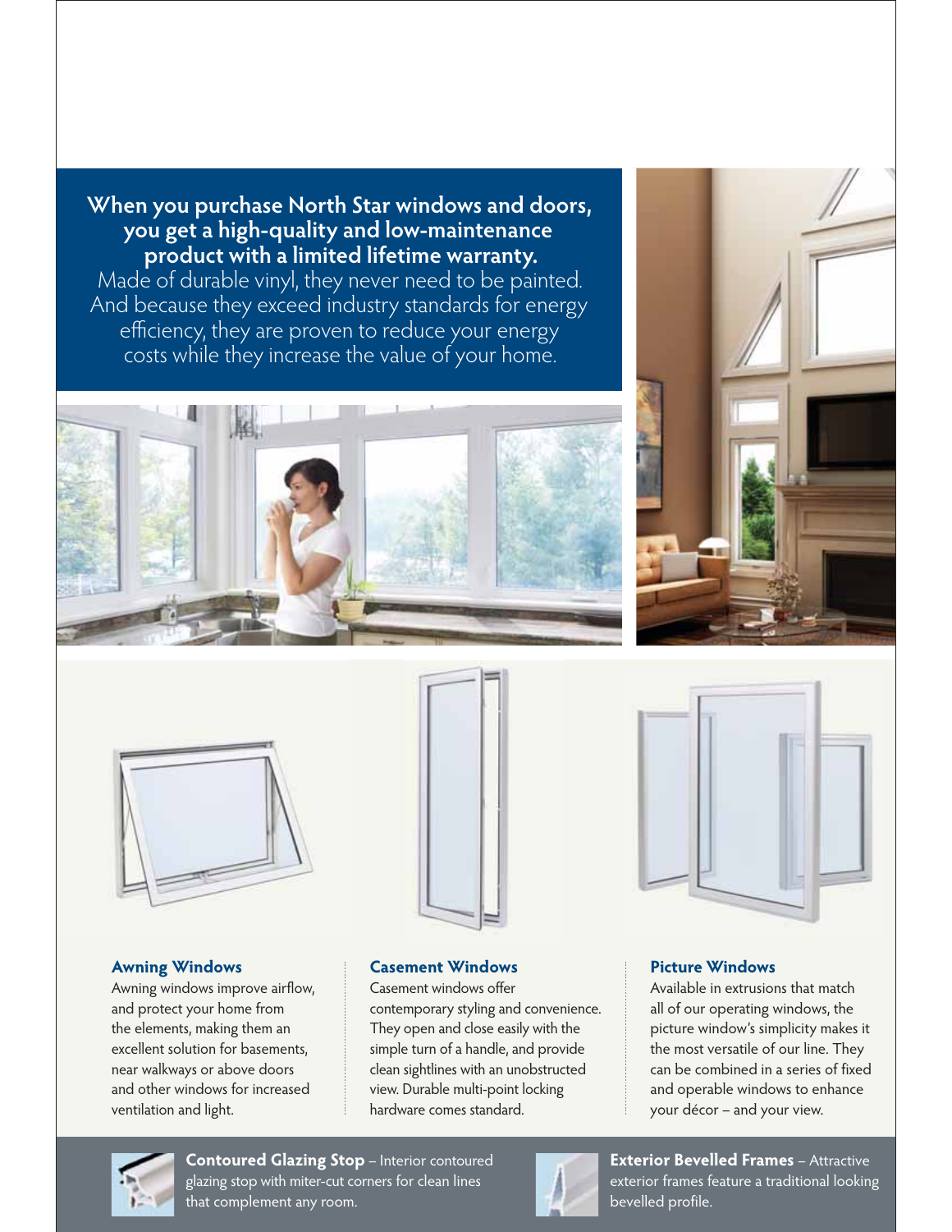**When you purchase North Star windows and doors, you get a high-quality and low-maintenance product with a limited lifetime warranty.**

Made of durable vinyl, they never need to be painted. And because they exceed industry standards for energy efficiency, they are proven to reduce your energy costs while they increase the value of your home.

### Awning Windows

Awning windows improve airflow, and protect your home from the elements, making them an excellent solution for basements, near walkways or above doors and other windows for increased ventilation and light.

### Casement Windows

Casement windows offer contemporary styling and convenience. They open and close easily with the simple turn of a handle, and provide clean sightlines with an unobstructed view. Durable multi-point locking hardware comes standard.

### Picture Windows

Available in extrusions that match all of our operating windows, the picture window's simplicity makes it the most versatile of our line. They can be combined in a series of fixed and operable windows to enhance your décor – and your view.

**Contoured Glazing Stop** – Interior contoured glazing stop with miter-cut corners for clean lines that complement any room.

**Exterior Bevelled Frames** – Attractive exterior frames feature a traditional looking bevelled profile.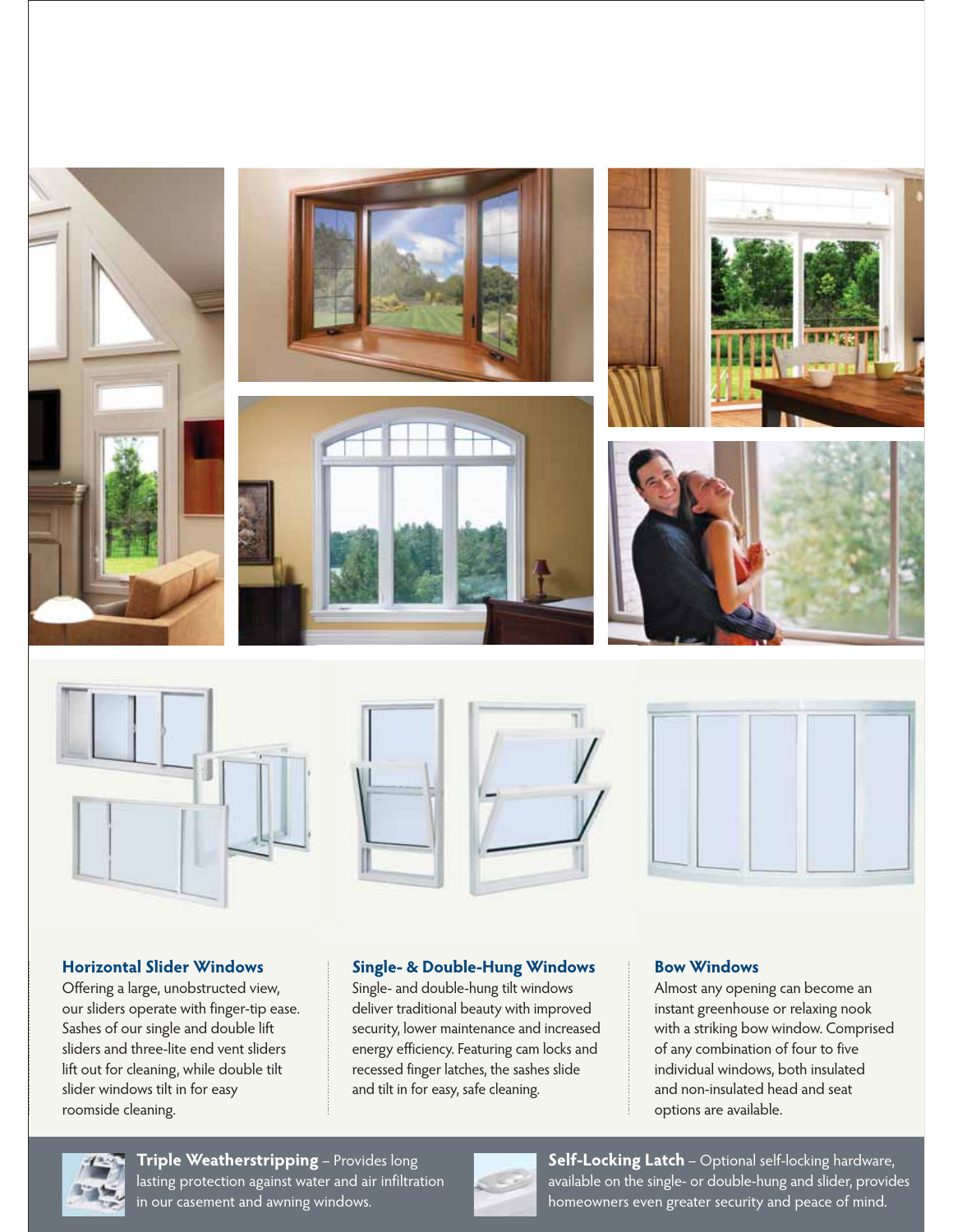### Horizontal Slider Windows

Offering a large, unobstructed view, our sliders operate with finger-tip ease. Sashes of our single and double lift sliders and three-lite end vent sliders lift out for cleaning, while double tilt slider windows tilt in for easy roomside cleaning.

### Single- & Double-Hung Windows

Single- and double-hung tilt windows deliver traditional beauty with improved security, lower maintenance and increased energy efficiency. Featuring cam locks and recessed finger latches, the sashes slide and tilt in for easy, safe cleaning.

### Bow Windows

Almost any opening can become an instant greenhouse or relaxing nook with a striking bow window. Comprised of any combination of four to five individual windows, both insulated and non-insulated head and seat options are available.

**Triple Weatherstripping** – Provides long lasting protection against water and air infiltration in our casement and awning windows.

**Self-Locking Latch** – Optional self-locking hardware, available on the single- or double-hung and slider, provides homeowners even greater security and peace of mind.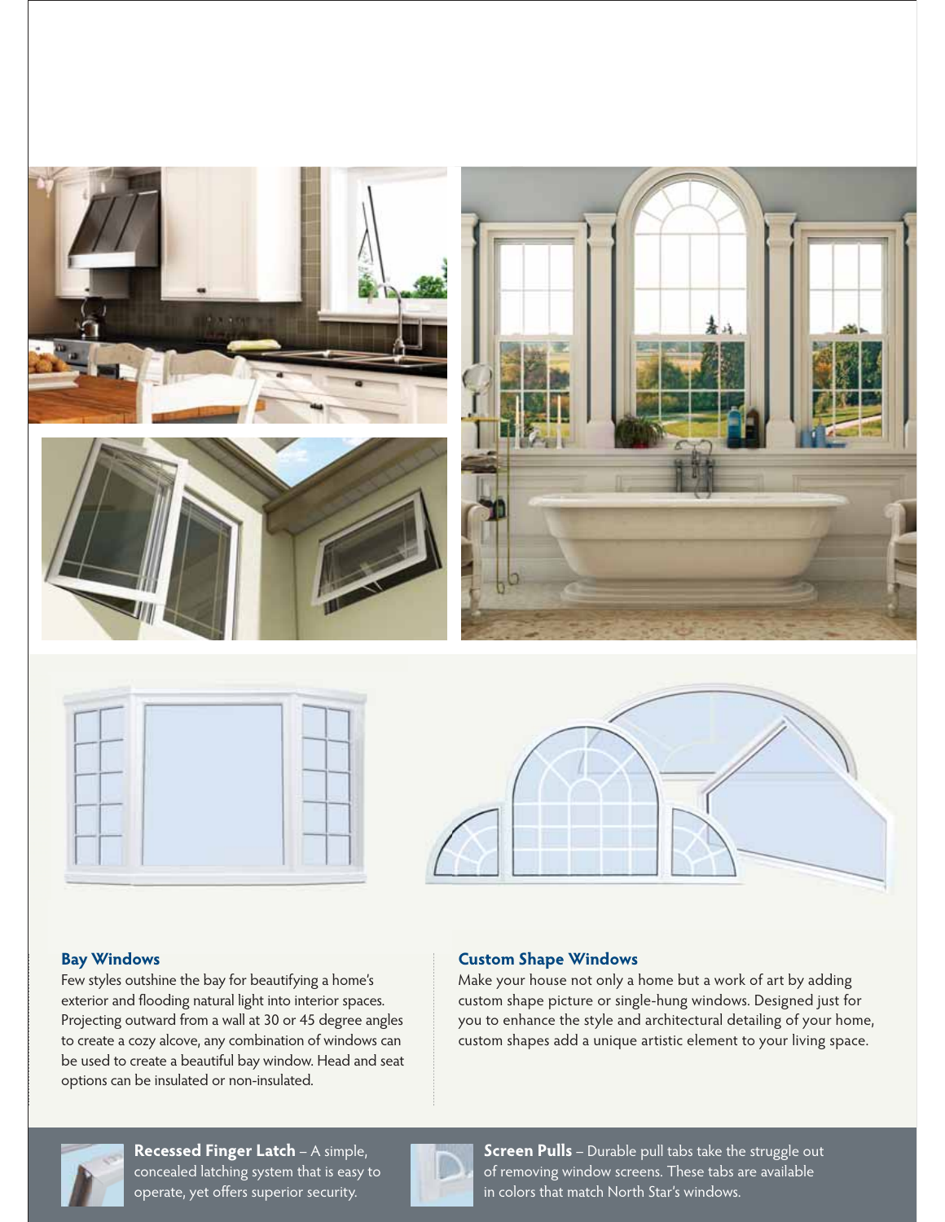## Bay Windows

Few styles outshine the bay for beautifying a home's exterior and flooding natural light into interior spaces. Projecting outward from a wall at 30 or 45 degree angles to create a cozy alcove, any combination of windows can be used to create a beautiful bay window. Head and seat options can be insulated or non-insulated.

## Custom Shape Windows

Make your house not only a home but a work of art by adding custom shape picture or single-hung windows. Designed just for you to enhance the style and architectural detailing of your home, custom shapes add a unique artistic element to your living space.

**Recessed Finger Latch** – A simple, concealed latching system that is easy to operate, yet offers superior security.

**Screen Pulls** – Durable pull tabs take the struggle out of removing window screens. These tabs are available in colors that match North Star's windows.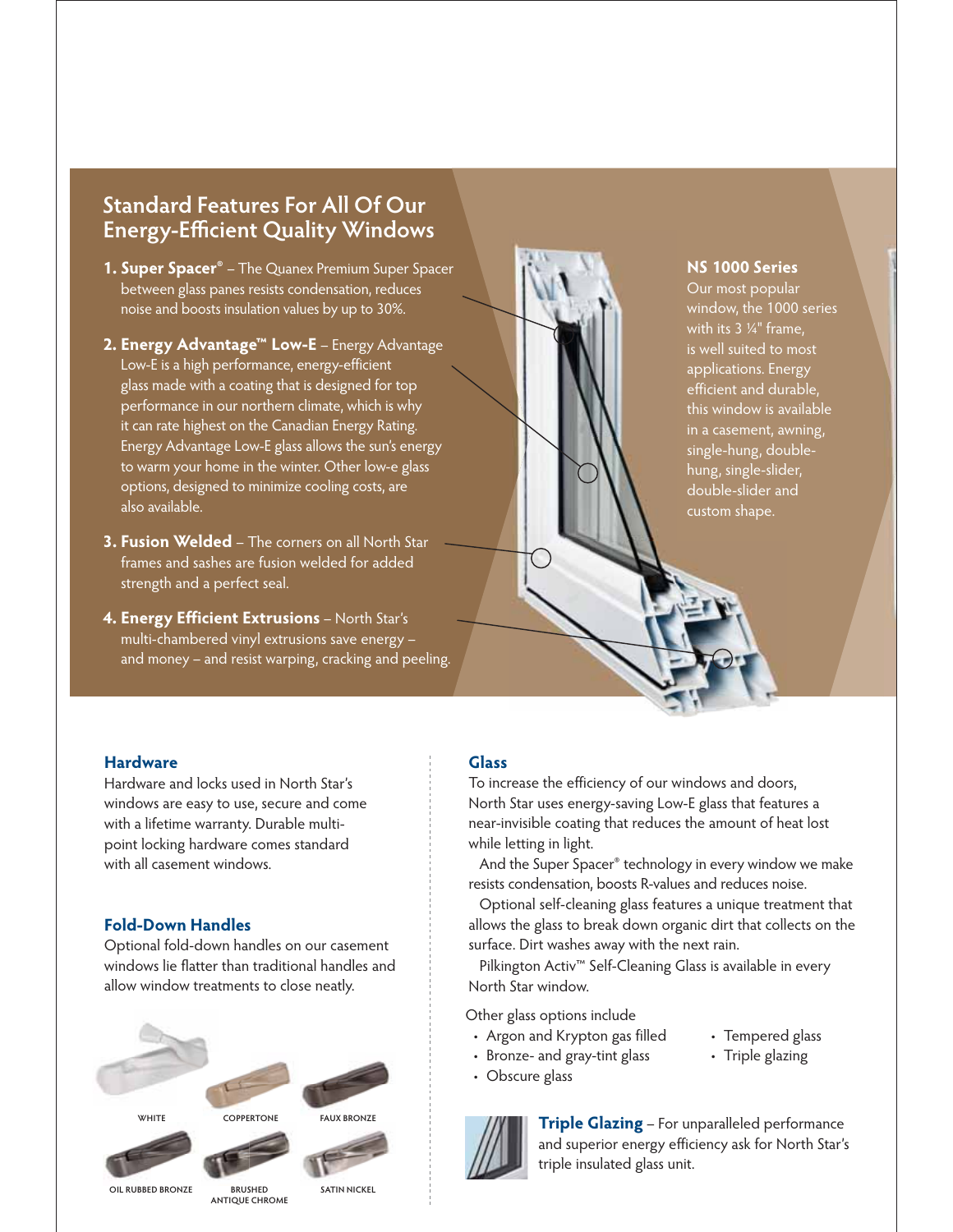## Standard Features For All Of Our Energy-Efficient Quality Windows

1. **Super Spacer®** – The Quanex Premium Super Spacer between glass panes resists condensation, reduces noise and boosts insulation values by up to 30%.
2. **Energy Advantage™ Low-E** – Energy Advantage Low-E is a high performance, energy-efficient glass made with a coating that is designed for top performance in our northern climate, which is why it can rate highest on the Canadian Energy Rating. Energy Advantage Low-E glass allows the sun's energy to warm your home in the winter. Other low-e glass options, designed to minimize cooling costs, are also available.
3. **Fusion Welded** – The corners on all North Star frames and sashes are fusion welded for added strength and a perfect seal.
4. **Energy Efficient Extrusions** – North Star's multi-chambered vinyl extrusions save energy – and money – and resist warping, cracking and peeling.

**NS 1000 Series**
Our most popular window, the 1000 series with its 3 ¼" frame, is well suited to most applications. Energy efficient and durable, this window is available in a casement, awning, single-hung, double-hung, single-slider, double-slider and custom shape.

### Hardware

Hardware and locks used in North Star's windows are easy to use, secure and come with a lifetime warranty. Durable multi-point locking hardware comes standard with all casement windows.

### Fold-Down Handles

Optional fold-down handles on our casement windows lie flatter than traditional handles and allow window treatments to close neatly.

WHITE | COPPERTONE | FAUX BRONZE
OIL RUBBED BRONZE | BRUSHED ANTIQUE CHROME | SATIN NICKEL

### Glass

To increase the efficiency of our windows and doors, North Star uses energy-saving Low-E glass that features a near-invisible coating that reduces the amount of heat lost while letting in light.

And the Super Spacer® technology in every window we make resists condensation, boosts R-values and reduces noise.

Optional self-cleaning glass features a unique treatment that allows the glass to break down organic dirt that collects on the surface. Dirt washes away with the next rain.

Pilkington Activ™ Self-Cleaning Glass is available in every North Star window.

Other glass options include

- Argon and Krypton gas filled
- Bronze- and gray-tint glass
- Obscure glass
- Tempered glass
- Triple glazing

**Triple Glazing** – For unparalleled performance and superior energy efficiency ask for North Star's triple insulated glass unit.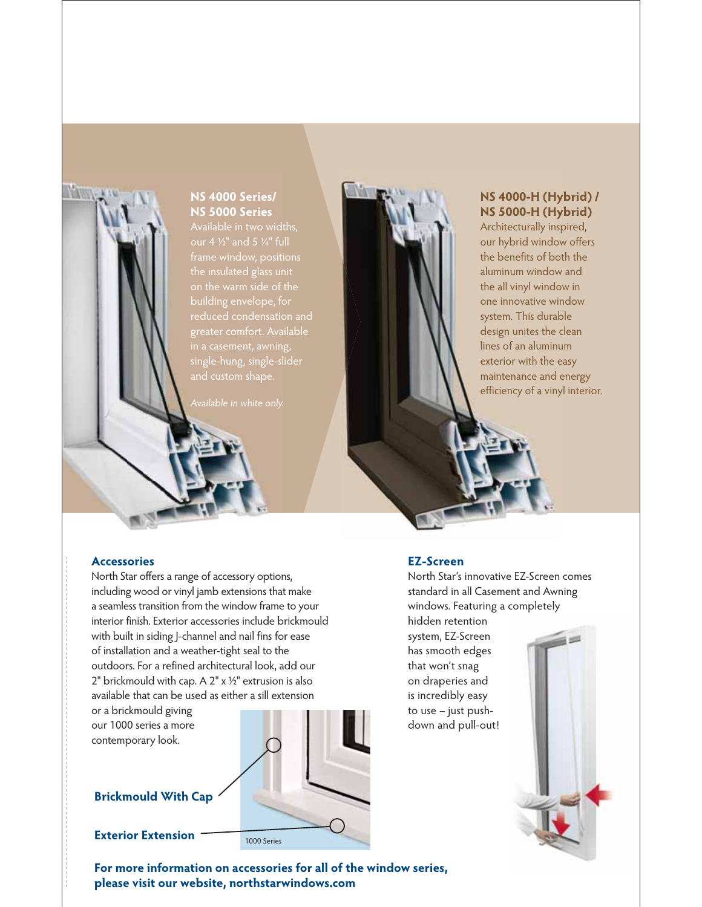## NS 4000 Series/ NS 5000 Series

Available in two widths, our 4 ½" and 5 ¼" full frame window, positions the insulated glass unit on the warm side of the building envelope, for reduced condensation and greater comfort. Available in a casement, awning, single-hung, single-slider and custom shape.

*Available in white only.*

## NS 4000-H (Hybrid) / NS 5000-H (Hybrid)

Architecturally inspired, our hybrid window offers the benefits of both the aluminum window and the all vinyl window in one innovative window system. This durable design unites the clean lines of an aluminum exterior with the easy maintenance and energy efficiency of a vinyl interior.

### Accessories

North Star offers a range of accessory options, including wood or vinyl jamb extensions that make a seamless transition from the window frame to your interior finish. Exterior accessories include brickmould with built in siding J-channel and nail fins for ease of installation and a weather-tight seal to the outdoors. For a refined architectural look, add our 2" brickmould with cap. A 2" x ½" extrusion is also available that can be used as either a sill extension or a brickmould giving our 1000 series a more contemporary look.

**Brickmould With Cap**

**Exterior Extension**

1000 Series

### EZ-Screen

North Star's innovative EZ-Screen comes standard in all Casement and Awning windows. Featuring a completely hidden retention system, EZ-Screen has smooth edges that won't snag on draperies and is incredibly easy to use – just push-down and pull-out!

**For more information on accessories for all of the window series, please visit our website, northstarwindows.com**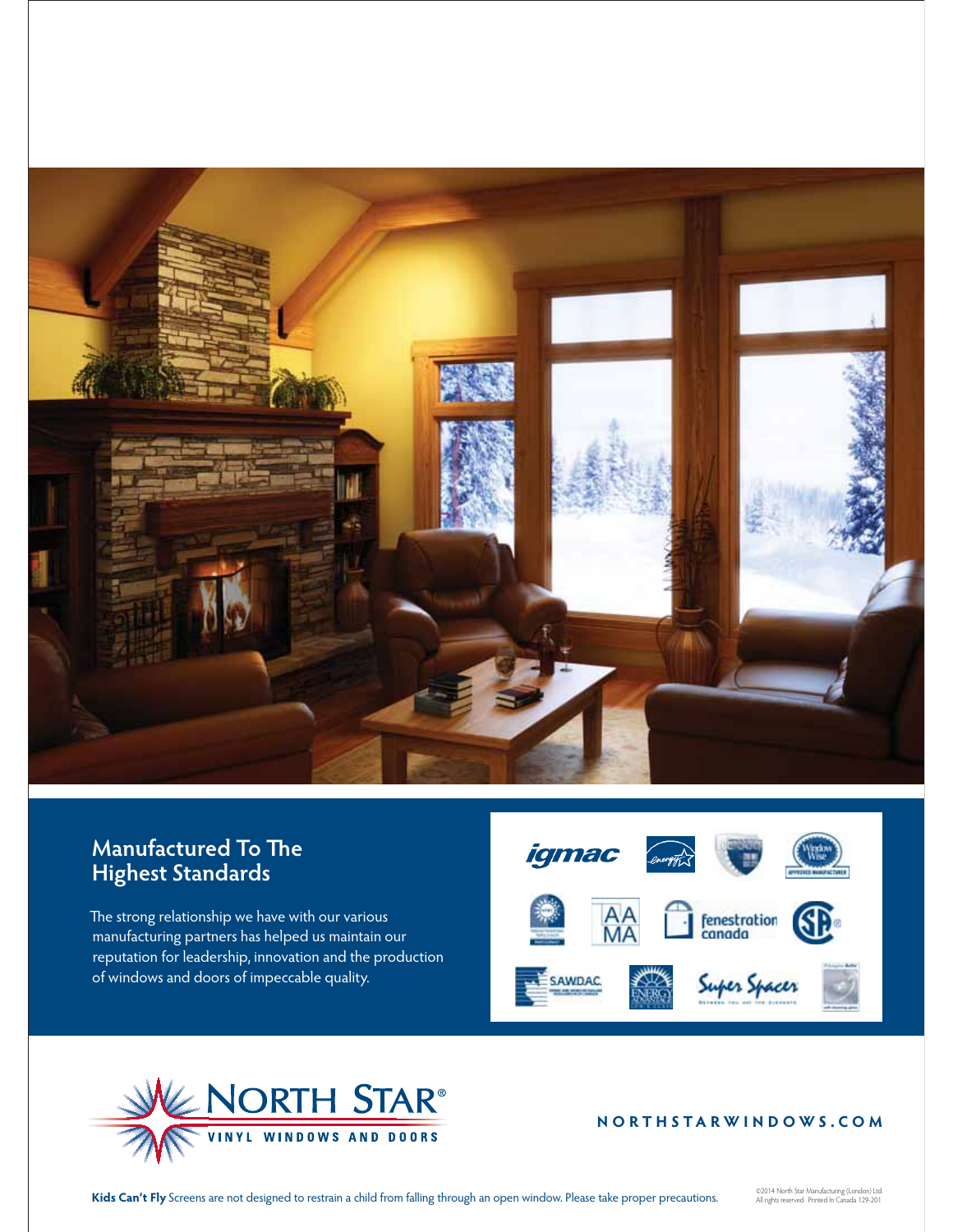## Manufactured To The Highest Standards

The strong relationship we have with our various manufacturing partners has helped us maintain our reputation for leadership, innovation and the production of windows and doors of impeccable quality.

NORTH STAR®

VINYL WINDOWS AND DOORS

NORTHSTARWINDOWS.COM

**Kids Can't Fly** Screens are not designed to restrain a child from falling through an open window. Please take proper precautions.

©2014 North Star Manufacturing (London) Ltd
All rights reserved. Printed In Canada 129-201